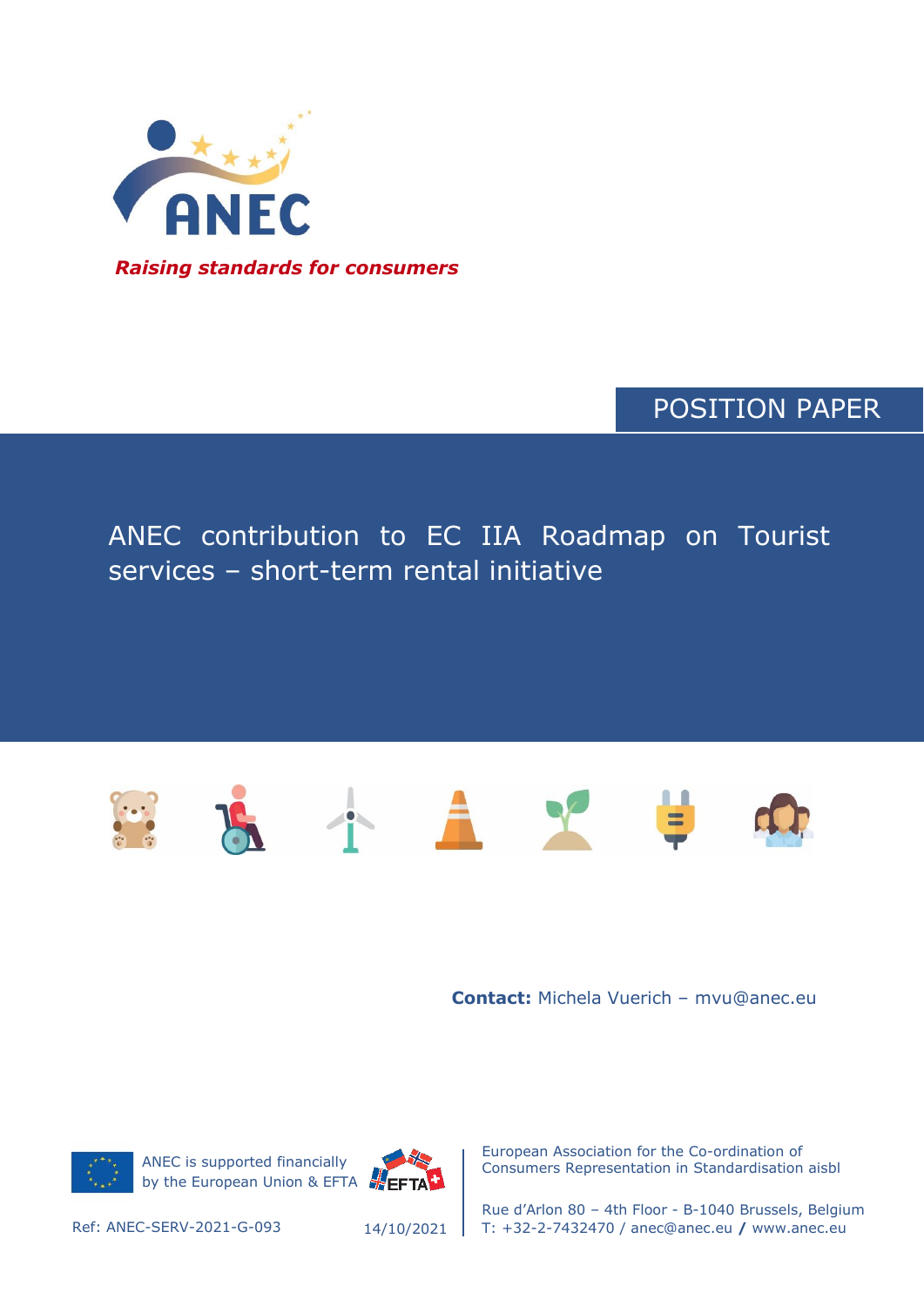**ANEC**

*Raising standards for consumers*

POSITION PAPER

# ANEC contribution to EC IIA Roadmap on Tourist services – short-term rental initiative

**Contact:** Michela Vuerich – mvu@anec.eu

ANEC is supported financially by the European Union & EFTA

European Association for the Co-ordination of Consumers Representation in Standardisation aisbl

Rue d'Arlon 80 – 4th Floor - B-1040 Brussels, Belgium
T: +32-2-7432470 / anec@anec.eu / www.anec.eu

Ref: ANEC-SERV-2021-G-093

14/10/2021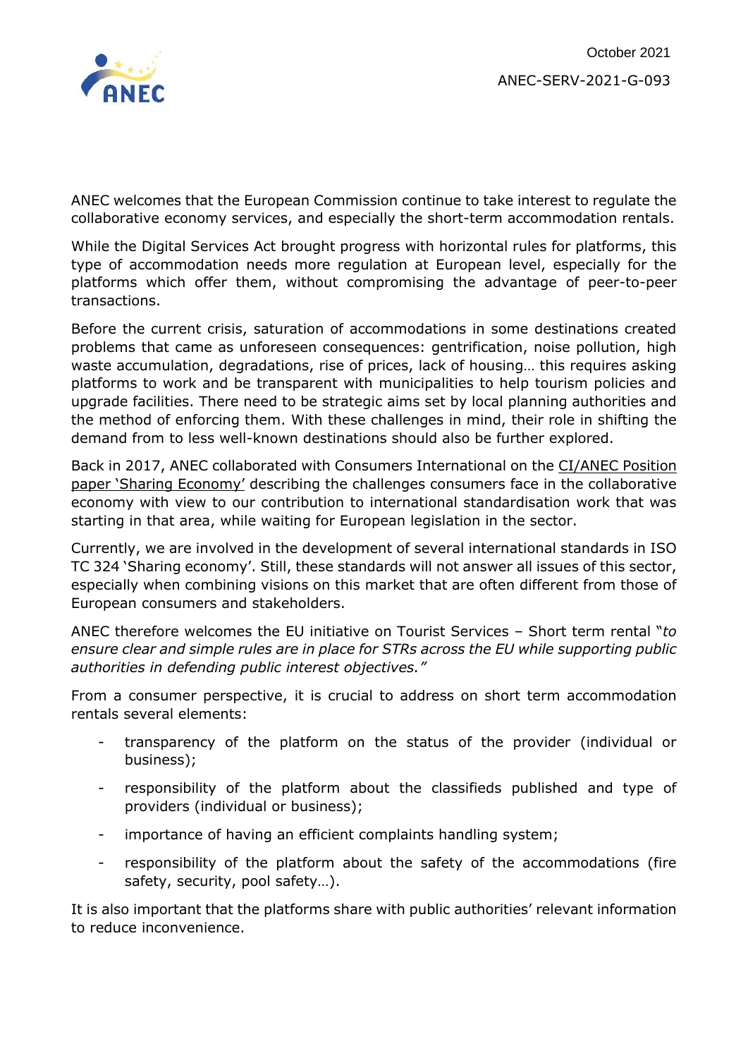ANEC welcomes that the European Commission continue to take interest to regulate the collaborative economy services, and especially the short-term accommodation rentals.

While the Digital Services Act brought progress with horizontal rules for platforms, this type of accommodation needs more regulation at European level, especially for the platforms which offer them, without compromising the advantage of peer-to-peer transactions.

Before the current crisis, saturation of accommodations in some destinations created problems that came as unforeseen consequences: gentrification, noise pollution, high waste accumulation, degradations, rise of prices, lack of housing… this requires asking platforms to work and be transparent with municipalities to help tourism policies and upgrade facilities. There need to be strategic aims set by local planning authorities and the method of enforcing them. With these challenges in mind, their role in shifting the demand from to less well-known destinations should also be further explored.

Back in 2017, ANEC collaborated with Consumers International on the CI/ANEC Position paper 'Sharing Economy' describing the challenges consumers face in the collaborative economy with view to our contribution to international standardisation work that was starting in that area, while waiting for European legislation in the sector.

Currently, we are involved in the development of several international standards in ISO TC 324 'Sharing economy'. Still, these standards will not answer all issues of this sector, especially when combining visions on this market that are often different from those of European consumers and stakeholders.

ANEC therefore welcomes the EU initiative on Tourist Services – Short term rental "*to ensure clear and simple rules are in place for STRs across the EU while supporting public authorities in defending public interest objectives."*

From a consumer perspective, it is crucial to address on short term accommodation rentals several elements:

- transparency of the platform on the status of the provider (individual or business);
- responsibility of the platform about the classifieds published and type of providers (individual or business);
- importance of having an efficient complaints handling system;
- responsibility of the platform about the safety of the accommodations (fire safety, security, pool safety…).

It is also important that the platforms share with public authorities' relevant information to reduce inconvenience.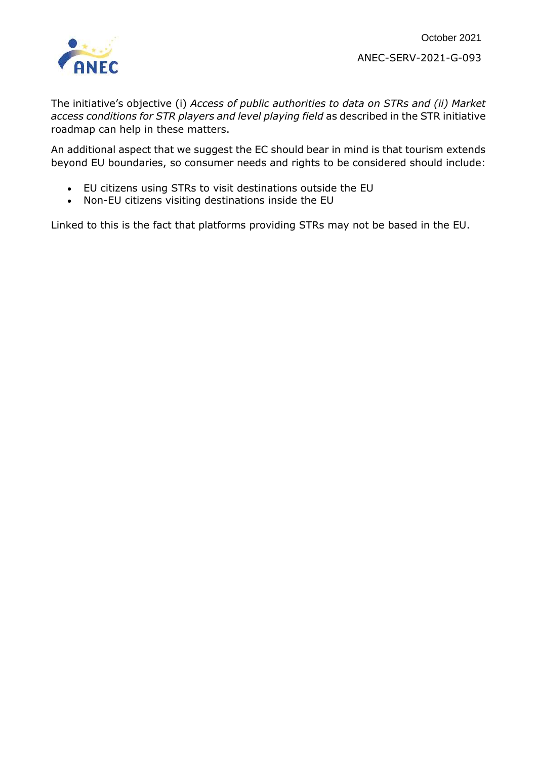The initiative's objective (i) *Access of public authorities to data on STRs and (ii) Market access conditions for STR players and level playing field* as described in the STR initiative roadmap can help in these matters.

An additional aspect that we suggest the EC should bear in mind is that tourism extends beyond EU boundaries, so consumer needs and rights to be considered should include:

- EU citizens using STRs to visit destinations outside the EU
- Non-EU citizens visiting destinations inside the EU

Linked to this is the fact that platforms providing STRs may not be based in the EU.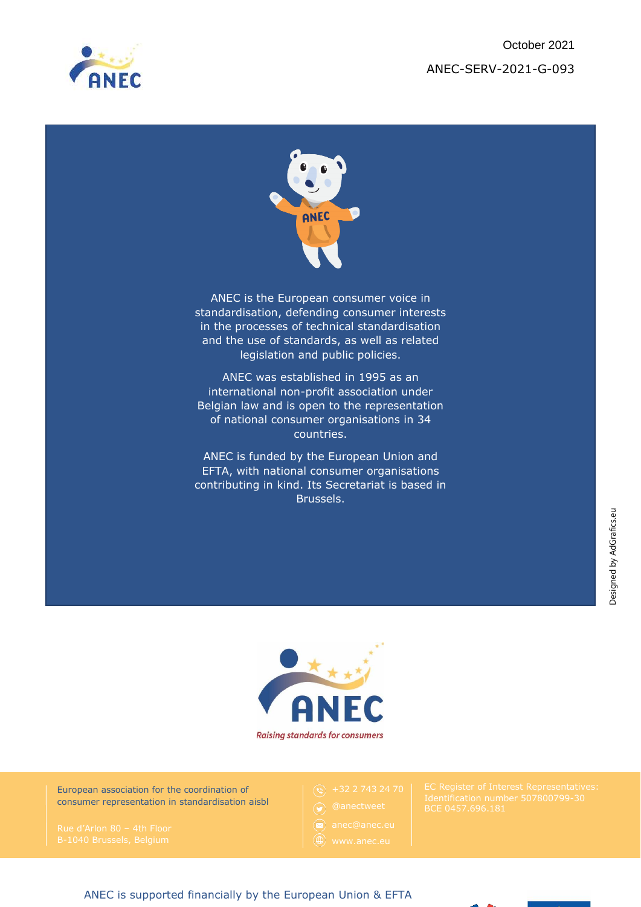October 2021

ANEC-SERV-2021-G-093

ANEC is the European consumer voice in standardisation, defending consumer interests in the processes of technical standardisation and the use of standards, as well as related legislation and public policies.

ANEC was established in 1995 as an international non-profit association under Belgian law and is open to the representation of national consumer organisations in 34 countries.

ANEC is funded by the European Union and EFTA, with national consumer organisations contributing in kind. Its Secretariat is based in Brussels.

Designed by AdGrafics.eu

ANEC

*Raising standards for consumers*

European association for the coordination of consumer representation in standardisation aisbl

Rue d'Arlon 80 – 4th Floor
B-1040 Brussels, Belgium

+32 2 743 24 70
@anectweet
anec@anec.eu
www.anec.eu

EC Register of Interest Representatives:
Identification number 507800799-30
BCE 0457.696.181

ANEC is supported financially by the European Union & EFTA